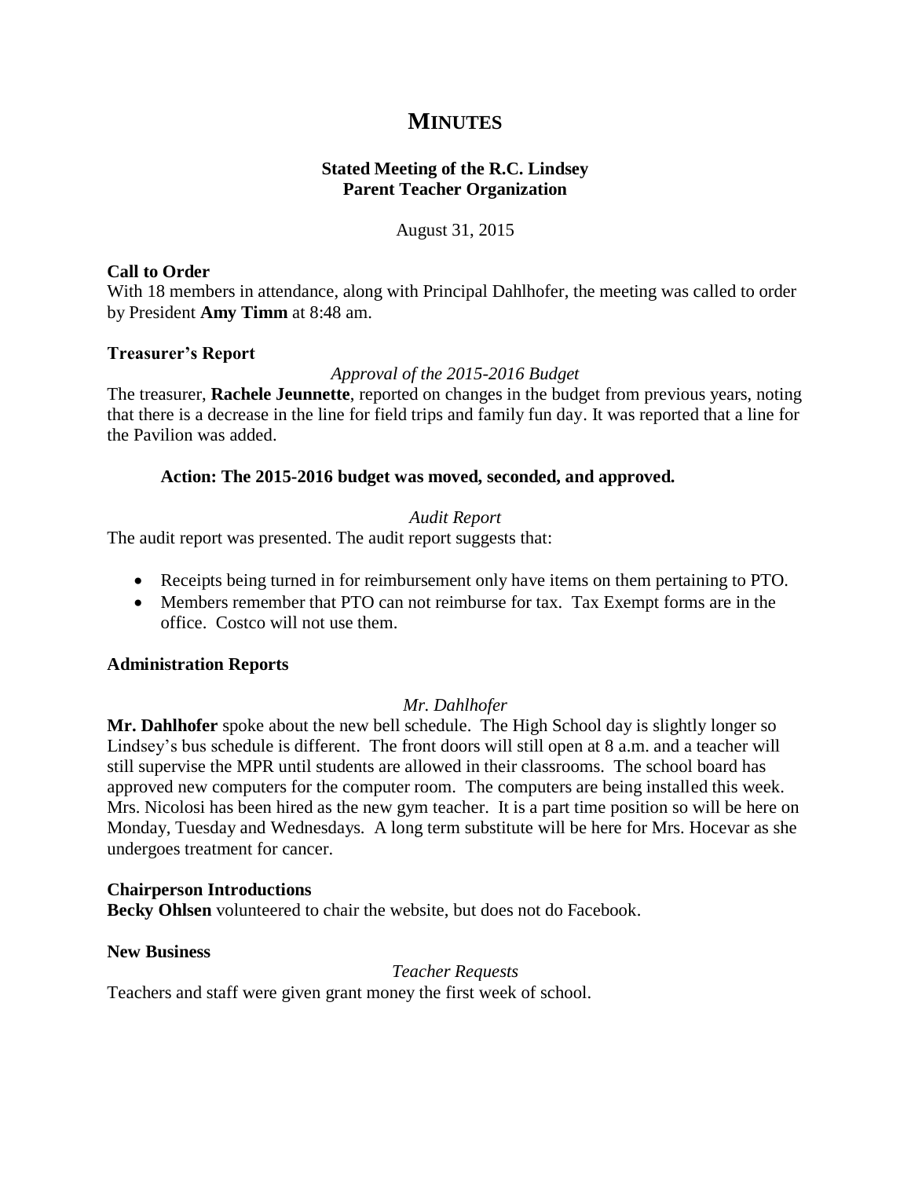# MINUTES

**Stated Meeting of the R.C. Lindsey Parent Teacher Organization**

August 31, 2015

### Call to Order

With 18 members in attendance, along with Principal Dahlhofer, the meeting was called to order by President **Amy Timm** at 8:48 am.

### Treasurer's Report

*Approval of the 2015-2016 Budget*

The treasurer, **Rachele Jeunnette**, reported on changes in the budget from previous years, noting that there is a decrease in the line for field trips and family fun day. It was reported that a line for the Pavilion was added.

**Action: The 2015-2016 budget was moved, seconded, and approved.**

*Audit Report*

The audit report was presented. The audit report suggests that:

- Receipts being turned in for reimbursement only have items on them pertaining to PTO.
- Members remember that PTO can not reimburse for tax. Tax Exempt forms are in the office. Costco will not use them.

### Administration Reports

*Mr. Dahlhofer*

**Mr. Dahlhofer** spoke about the new bell schedule. The High School day is slightly longer so Lindsey's bus schedule is different. The front doors will still open at 8 a.m. and a teacher will still supervise the MPR until students are allowed in their classrooms. The school board has approved new computers for the computer room. The computers are being installed this week. Mrs. Nicolosi has been hired as the new gym teacher. It is a part time position so will be here on Monday, Tuesday and Wednesdays. A long term substitute will be here for Mrs. Hocevar as she undergoes treatment for cancer.

### Chairperson Introductions

**Becky Ohlsen** volunteered to chair the website, but does not do Facebook.

### New Business

*Teacher Requests*

Teachers and staff were given grant money the first week of school.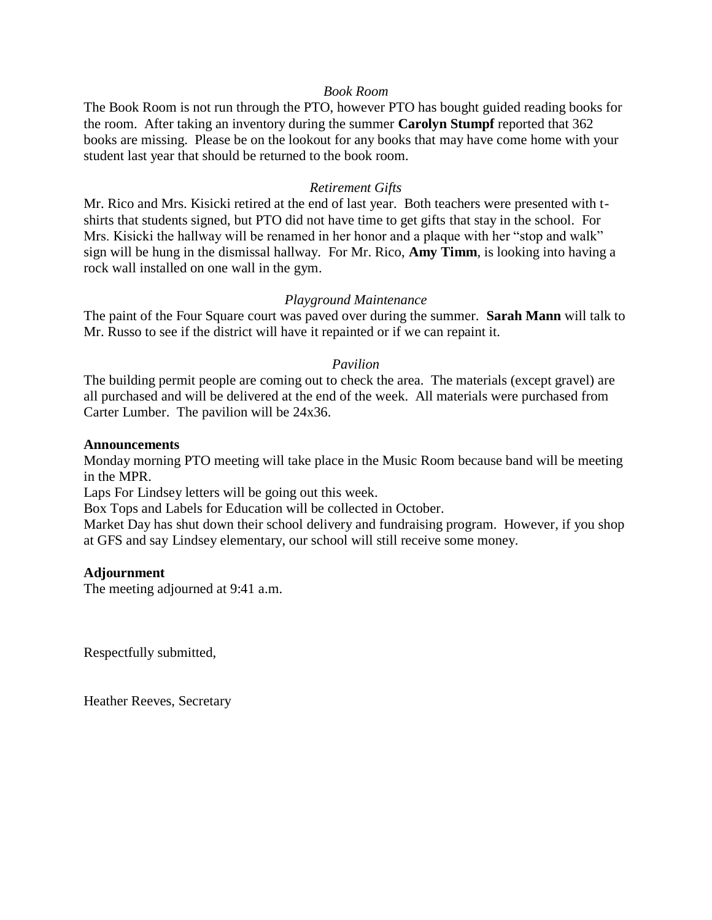*Book Room*

The Book Room is not run through the PTO, however PTO has bought guided reading books for the room. After taking an inventory during the summer **Carolyn Stumpf** reported that 362 books are missing. Please be on the lookout for any books that may have come home with your student last year that should be returned to the book room.

*Retirement Gifts*

Mr. Rico and Mrs. Kisicki retired at the end of last year. Both teachers were presented with t-shirts that students signed, but PTO did not have time to get gifts that stay in the school. For Mrs. Kisicki the hallway will be renamed in her honor and a plaque with her "stop and walk" sign will be hung in the dismissal hallway. For Mr. Rico, **Amy Timm**, is looking into having a rock wall installed on one wall in the gym.

*Playground Maintenance*

The paint of the Four Square court was paved over during the summer. **Sarah Mann** will talk to Mr. Russo to see if the district will have it repainted or if we can repaint it.

*Pavilion*

The building permit people are coming out to check the area. The materials (except gravel) are all purchased and will be delivered at the end of the week. All materials were purchased from Carter Lumber. The pavilion will be 24x36.

**Announcements**

Monday morning PTO meeting will take place in the Music Room because band will be meeting in the MPR.

Laps For Lindsey letters will be going out this week.

Box Tops and Labels for Education will be collected in October.

Market Day has shut down their school delivery and fundraising program. However, if you shop at GFS and say Lindsey elementary, our school will still receive some money.

**Adjournment**

The meeting adjourned at 9:41 a.m.

Respectfully submitted,

Heather Reeves, Secretary